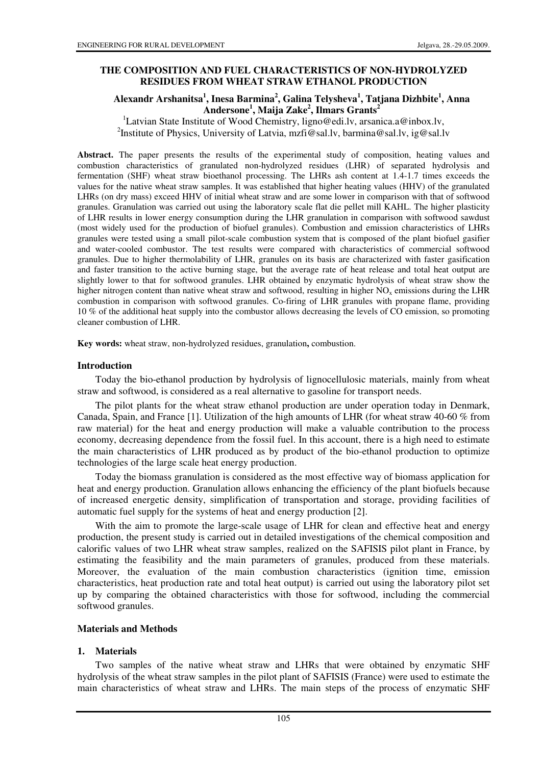# THE COMPOSITION AND FUEL CHARACTERISTICS OF NON-HYDROLYZED RESIDUES FROM WHEAT STRAW ETHANOL PRODUCTION

**Alexandr Arshanitsa[1], Inesa Barmina[2], Galina Telysheva[1], Tatjana Dizhbite[1], Anna Andersone[1], Maija Zake[2], Ilmars Grants[2]**

[1]Latvian State Institute of Wood Chemistry, ligno@edi.lv, arsanica.a@inbox.lv,
[2]Institute of Physics, University of Latvia, mzfi@sal.lv, barmina@sal.lv, ig@sal.lv

**Abstract.** The paper presents the results of the experimental study of composition, heating values and combustion characteristics of granulated non-hydrolyzed residues (LHR) of separated hydrolysis and fermentation (SHF) wheat straw bioethanol processing. The LHRs ash content at 1.4-1.7 times exceeds the values for the native wheat straw samples. It was established that higher heating values (HHV) of the granulated LHRs (on dry mass) exceed HHV of initial wheat straw and are some lower in comparison with that of softwood granules. Granulation was carried out using the laboratory scale flat die pellet mill KAHL. The higher plasticity of LHR results in lower energy consumption during the LHR granulation in comparison with softwood sawdust (most widely used for the production of biofuel granules). Combustion and emission characteristics of LHRs granules were tested using a small pilot-scale combustion system that is composed of the plant biofuel gasifier and water-cooled combustor. The test results were compared with characteristics of commercial softwood granules. Due to higher thermolability of LHR, granules on its basis are characterized with faster gasification and faster transition to the active burning stage, but the average rate of heat release and total heat output are slightly lower to that for softwood granules. LHR obtained by enzymatic hydrolysis of wheat straw show the higher nitrogen content than native wheat straw and softwood, resulting in higher $NO_x$ emissions during the LHR combustion in comparison with softwood granules. Co-firing of LHR granules with propane flame, providing 10 % of the additional heat supply into the combustor allows decreasing the levels of CO emission, so promoting cleaner combustion of LHR.

**Key words:** wheat straw, non-hydrolyzed residues, granulation**,** combustion.

## Introduction

Today the bio-ethanol production by hydrolysis of lignocellulosic materials, mainly from wheat straw and softwood, is considered as a real alternative to gasoline for transport needs.

The pilot plants for the wheat straw ethanol production are under operation today in Denmark, Canada, Spain, and France [1]. Utilization of the high amounts of LHR (for wheat straw 40-60 % from raw material) for the heat and energy production will make a valuable contribution to the process economy, decreasing dependence from the fossil fuel. In this account, there is a high need to estimate the main characteristics of LHR produced as by product of the bio-ethanol production to optimize technologies of the large scale heat energy production.

Today the biomass granulation is considered as the most effective way of biomass application for heat and energy production. Granulation allows enhancing the efficiency of the plant biofuels because of increased energetic density, simplification of transportation and storage, providing facilities of automatic fuel supply for the systems of heat and energy production [2].

With the aim to promote the large-scale usage of LHR for clean and effective heat and energy production, the present study is carried out in detailed investigations of the chemical composition and calorific values of two LHR wheat straw samples, realized on the SAFISIS pilot plant in France, by estimating the feasibility and the main parameters of granules, produced from these materials. Moreover, the evaluation of the main combustion characteristics (ignition time, emission characteristics, heat production rate and total heat output) is carried out using the laboratory pilot set up by comparing the obtained characteristics with those for softwood, including the commercial softwood granules.

## Materials and Methods

### 1. Materials

Two samples of the native wheat straw and LHRs that were obtained by enzymatic SHF hydrolysis of the wheat straw samples in the pilot plant of SAFISIS (France) were used to estimate the main characteristics of wheat straw and LHRs. The main steps of the process of enzymatic SHF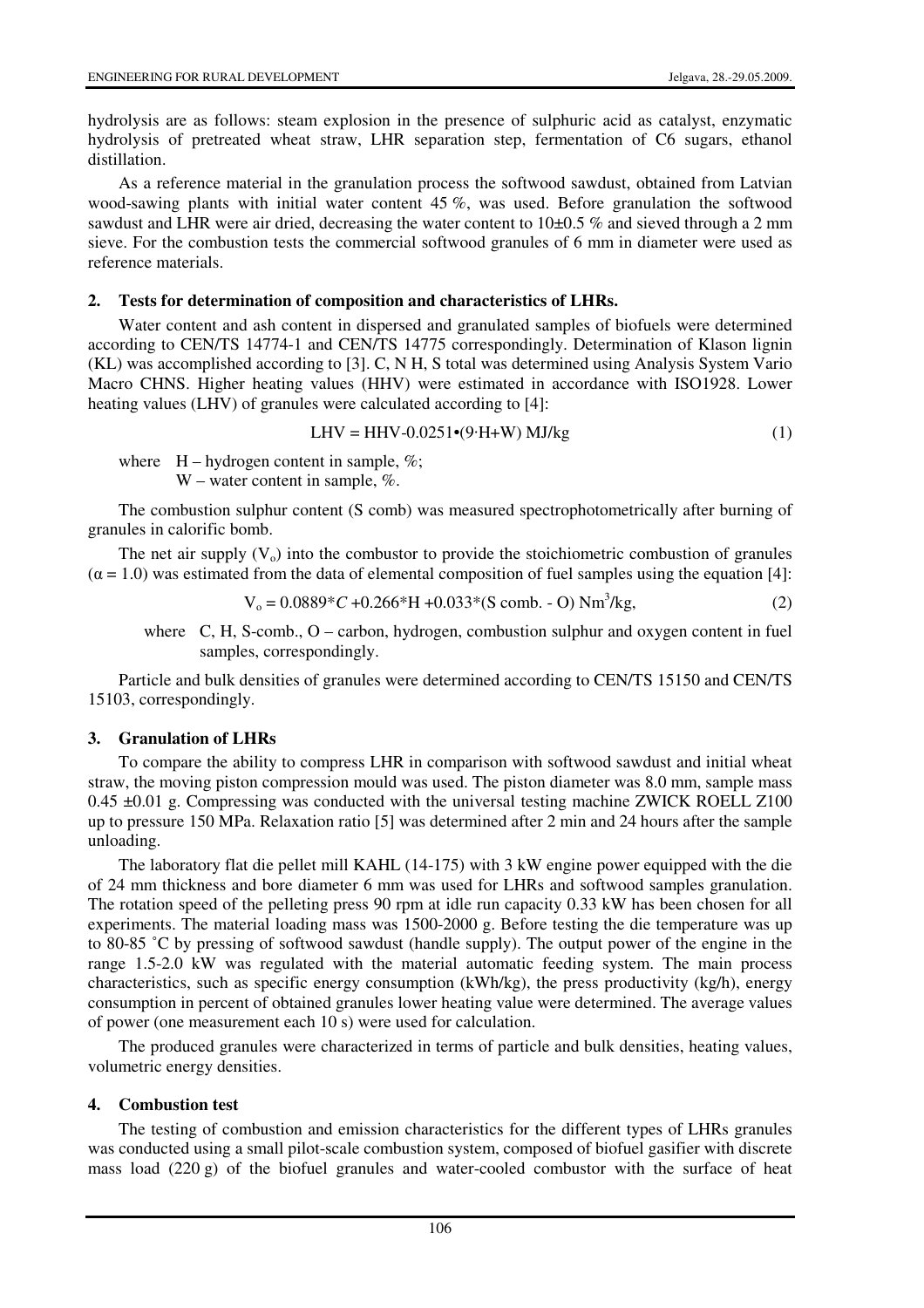hydrolysis are as follows: steam explosion in the presence of sulphuric acid as catalyst, enzymatic hydrolysis of pretreated wheat straw, LHR separation step, fermentation of C6 sugars, ethanol distillation.

As a reference material in the granulation process the softwood sawdust, obtained from Latvian wood-sawing plants with initial water content 45 %, was used. Before granulation the softwood sawdust and LHR were air dried, decreasing the water content to 10±0.5 % and sieved through a 2 mm sieve. For the combustion tests the commercial softwood granules of 6 mm in diameter were used as reference materials.

## 2. Tests for determination of composition and characteristics of LHRs.

Water content and ash content in dispersed and granulated samples of biofuels were determined according to CEN/TS 14774-1 and CEN/TS 14775 correspondingly. Determination of Klason lignin (KL) was accomplished according to [3]. C, N H, S total was determined using Analysis System Vario Macro CHNS. Higher heating values (HHV) were estimated in accordance with ISO1928. Lower heating values (LHV) of granules were calculated according to [4]:

$$\text{LHV} = \text{HHV} - 0.0251 \bullet (9 \cdot \text{H} + \text{W}) \text{ MJ/kg} \quad (1)$$

where H – hydrogen content in sample, %;
W – water content in sample, %.

The combustion sulphur content (S comb) was measured spectrophotometrically after burning of granules in calorific bomb.

The net air supply ($V_o$) into the combustor to provide the stoichiometric combustion of granules ($\alpha = 1.0$) was estimated from the data of elemental composition of fuel samples using the equation [4]:

$$V_o = 0.0889 * C + 0.266 * \text{H} + 0.033 * (\text{S comb.} - \text{O}) \text{ Nm}^3/\text{kg}, \quad (2)$$

where C, H, S-comb., O – carbon, hydrogen, combustion sulphur and oxygen content in fuel samples, correspondingly.

Particle and bulk densities of granules were determined according to CEN/TS 15150 and CEN/TS 15103, correspondingly.

## 3. Granulation of LHRs

To compare the ability to compress LHR in comparison with softwood sawdust and initial wheat straw, the moving piston compression mould was used. The piston diameter was 8.0 mm, sample mass 0.45 ±0.01 g. Compressing was conducted with the universal testing machine ZWICK ROELL Z100 up to pressure 150 MPa. Relaxation ratio [5] was determined after 2 min and 24 hours after the sample unloading.

The laboratory flat die pellet mill KAHL (14-175) with 3 kW engine power equipped with the die of 24 mm thickness and bore diameter 6 mm was used for LHRs and softwood samples granulation. The rotation speed of the pelleting press 90 rpm at idle run capacity 0.33 kW has been chosen for all experiments. The material loading mass was 1500-2000 g. Before testing the die temperature was up to 80-85 ˚C by pressing of softwood sawdust (handle supply). The output power of the engine in the range 1.5-2.0 kW was regulated with the material automatic feeding system. The main process characteristics, such as specific energy consumption (kWh/kg), the press productivity (kg/h), energy consumption in percent of obtained granules lower heating value were determined. The average values of power (one measurement each 10 s) were used for calculation.

The produced granules were characterized in terms of particle and bulk densities, heating values, volumetric energy densities.

## 4. Combustion test

The testing of combustion and emission characteristics for the different types of LHRs granules was conducted using a small pilot-scale combustion system, composed of biofuel gasifier with discrete mass load (220 g) of the biofuel granules and water-cooled combustor with the surface of heat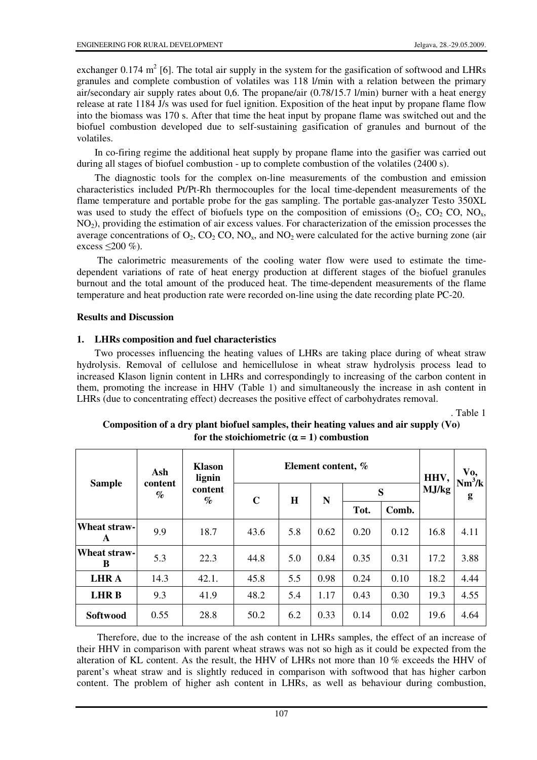exchanger 0.174 $m^2$ [6]. The total air supply in the system for the gasification of softwood and LHRs granules and complete combustion of volatiles was 118 l/min with a relation between the primary air/secondary air supply rates about 0,6. The propane/air (0.78/15.7 l/min) burner with a heat energy release at rate 1184 J/s was used for fuel ignition. Exposition of the heat input by propane flame flow into the biomass was 170 s. After that time the heat input by propane flame was switched out and the biofuel combustion developed due to self-sustaining gasification of granules and burnout of the volatiles.

In co-firing regime the additional heat supply by propane flame into the gasifier was carried out during all stages of biofuel combustion - up to complete combustion of the volatiles (2400 s).

The diagnostic tools for the complex on-line measurements of the combustion and emission characteristics included Pt/Pt-Rh thermocouples for the local time-dependent measurements of the flame temperature and portable probe for the gas sampling. The portable gas-analyzer Testo 350XL was used to study the effect of biofuels type on the composition of emissions ($O_2$, $CO_2$ CO, $NO_x$, $NO_2$), providing the estimation of air excess values. For characterization of the emission processes the average concentrations of $O_2$, $CO_2$ CO, $NO_x$, and $NO_2$ were calculated for the active burning zone (air excess ≤200 %).

The calorimetric measurements of the cooling water flow were used to estimate the time-dependent variations of rate of heat energy production at different stages of the biofuel granules burnout and the total amount of the produced heat. The time-dependent measurements of the flame temperature and heat production rate were recorded on-line using the date recording plate PC-20.

**Results and Discussion**

**1. LHRs composition and fuel characteristics**

Two processes influencing the heating values of LHRs are taking place during of wheat straw hydrolysis. Removal of cellulose and hemicellulose in wheat straw hydrolysis process lead to increased Klason lignin content in LHRs and correspondingly to increasing of the carbon content in them, promoting the increase in HHV (Table 1) and simultaneously the increase in ash content in LHRs (due to concentrating effect) decreases the positive effect of carbohydrates removal.

. Table 1

**Composition of a dry plant biofuel samples, their heating values and air supply (Vo) for the stoichiometric ($\alpha = 1$) combustion**

| Sample | Ash content % | Klason lignin content % | Element content, % | | | | | HHV, MJ/kg | Vo, $Nm^3/kg$ |
|---|---|---|---|---|---|---|---|---|---|
| | | | C | H | N | S | | | |
| | | | | | | Tot. | Comb. | | |
| **Wheat straw-A** | 9.9 | 18.7 | 43.6 | 5.8 | 0.62 | 0.20 | 0.12 | 16.8 | 4.11 |
| **Wheat straw-B** | 5.3 | 22.3 | 44.8 | 5.0 | 0.84 | 0.35 | 0.31 | 17.2 | 3.88 |
| **LHR A** | 14.3 | 42.1. | 45.8 | 5.5 | 0.98 | 0.24 | 0.10 | 18.2 | 4.44 |
| **LHR B** | 9.3 | 41.9 | 48.2 | 5.4 | 1.17 | 0.43 | 0.30 | 19.3 | 4.55 |
| **Softwood** | 0.55 | 28.8 | 50.2 | 6.2 | 0.33 | 0.14 | 0.02 | 19.6 | 4.64 |

Therefore, due to the increase of the ash content in LHRs samples, the effect of an increase of their HHV in comparison with parent wheat straws was not so high as it could be expected from the alteration of KL content. As the result, the HHV of LHRs not more than 10 % exceeds the HHV of parent's wheat straw and is slightly reduced in comparison with softwood that has higher carbon content. The problem of higher ash content in LHRs, as well as behaviour during combustion,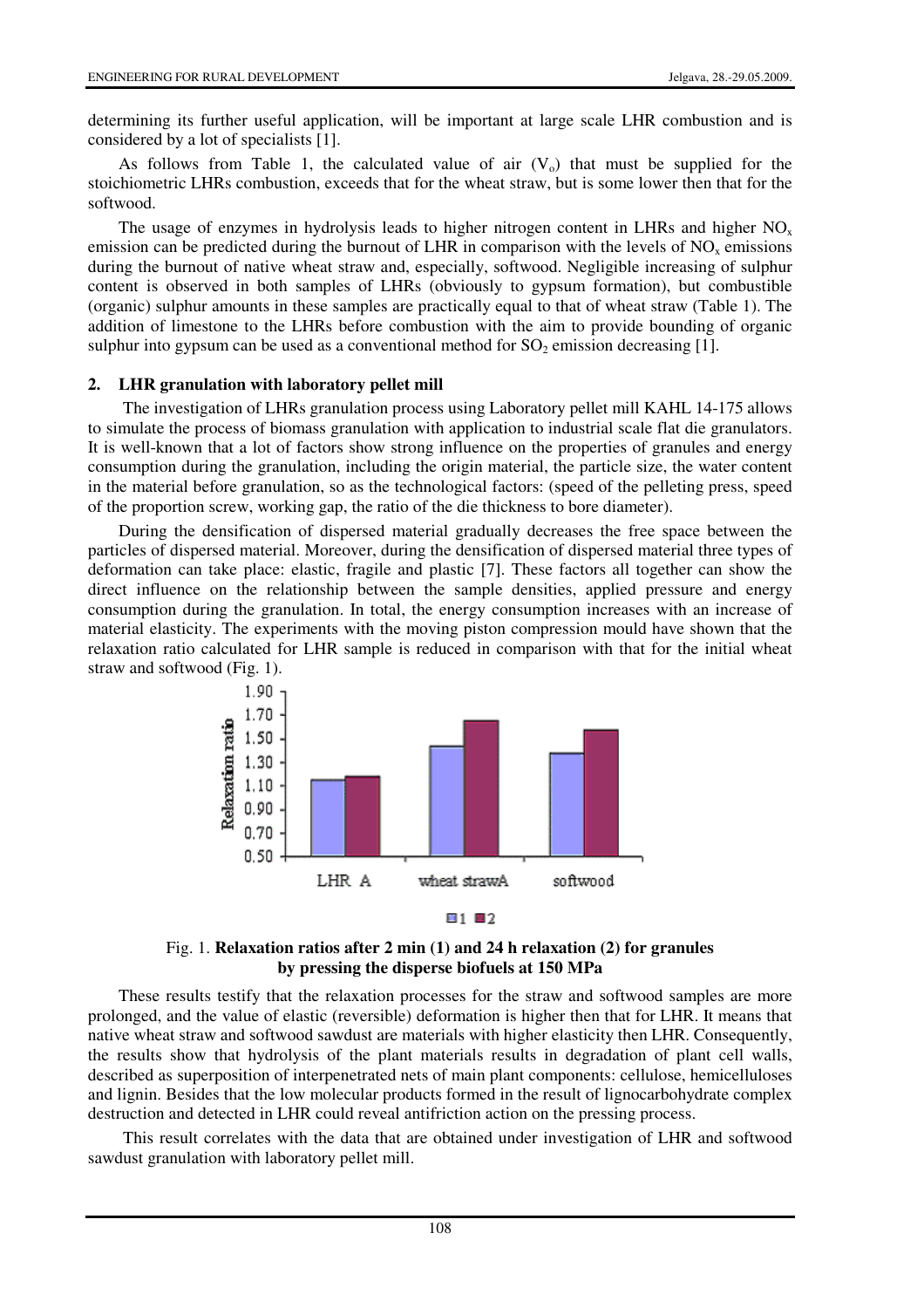determining its further useful application, will be important at large scale LHR combustion and is considered by a lot of specialists [1].

As follows from Table 1, the calculated value of air ($V_o$) that must be supplied for the stoichiometric LHRs combustion, exceeds that for the wheat straw, but is some lower then that for the softwood.

The usage of enzymes in hydrolysis leads to higher nitrogen content in LHRs and higher $NO_x$ emission can be predicted during the burnout of LHR in comparison with the levels of $NO_x$ emissions during the burnout of native wheat straw and, especially, softwood. Negligible increasing of sulphur content is observed in both samples of LHRs (obviously to gypsum formation), but combustible (organic) sulphur amounts in these samples are practically equal to that of wheat straw (Table 1). The addition of limestone to the LHRs before combustion with the aim to provide bounding of organic sulphur into gypsum can be used as a conventional method for $SO_2$ emission decreasing [1].

## 2. LHR granulation with laboratory pellet mill

The investigation of LHRs granulation process using Laboratory pellet mill KAHL 14-175 allows to simulate the process of biomass granulation with application to industrial scale flat die granulators. It is well-known that a lot of factors show strong influence on the properties of granules and energy consumption during the granulation, including the origin material, the particle size, the water content in the material before granulation, so as the technological factors: (speed of the pelleting press, speed of the proportion screw, working gap, the ratio of the die thickness to bore diameter).

During the densification of dispersed material gradually decreases the free space between the particles of dispersed material. Moreover, during the densification of dispersed material three types of deformation can take place: elastic, fragile and plastic [7]. These factors all together can show the direct influence on the relationship between the sample densities, applied pressure and energy consumption during the granulation. In total, the energy consumption increases with an increase of material elasticity. The experiments with the moving piston compression mould have shown that the relaxation ratio calculated for LHR sample is reduced in comparison with that for the initial wheat straw and softwood (Fig. 1).

Fig. 1. **Relaxation ratios after 2 min (1) and 24 h relaxation (2) for granules by pressing the disperse biofuels at 150 MPa**

These results testify that the relaxation processes for the straw and softwood samples are more prolonged, and the value of elastic (reversible) deformation is higher then that for LHR. It means that native wheat straw and softwood sawdust are materials with higher elasticity then LHR. Consequently, the results show that hydrolysis of the plant materials results in degradation of plant cell walls, described as superposition of interpenetrated nets of main plant components: cellulose, hemicelluloses and lignin. Besides that the low molecular products formed in the result of lignocarbohydrate complex destruction and detected in LHR could reveal antifriction action on the pressing process.

This result correlates with the data that are obtained under investigation of LHR and softwood sawdust granulation with laboratory pellet mill.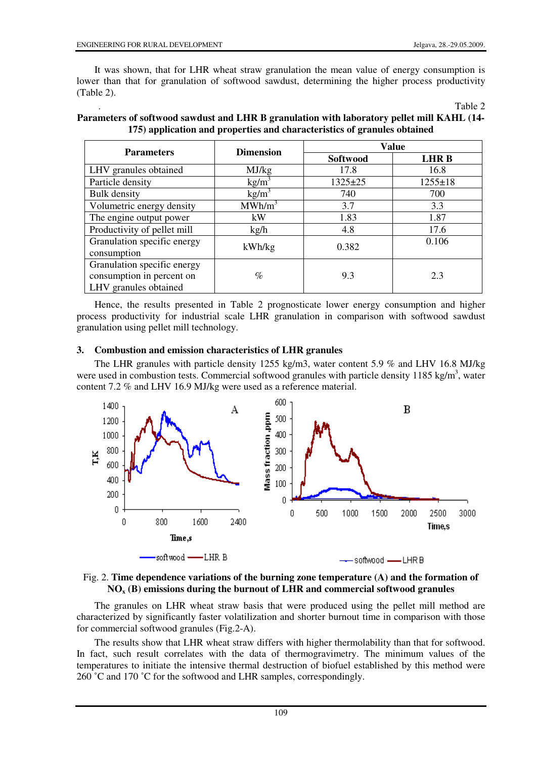It was shown, that for LHR wheat straw granulation the mean value of energy consumption is lower than that for granulation of softwood sawdust, determining the higher process productivity (Table 2).

Table 2

**Parameters of softwood sawdust and LHR B granulation with laboratory pellet mill KAHL (14-175) application and properties and characteristics of granules obtained**

| Parameters | Dimension | Value | |
|---|---|---|---|
| | | Softwood | LHR B |
| LHV granules obtained | MJ/kg | 17.8 | 16.8 |
| Particle density | kg/m$^3$ | 1325±25 | 1255±18 |
| Bulk density | kg/m$^3$ | 740 | 700 |
| Volumetric energy density | MWh/m$^3$ | 3.7 | 3.3 |
| The engine output power | kW | 1.83 | 1.87 |
| Productivity of pellet mill | kg/h | 4.8 | 17.6 |
| Granulation specific energy consumption | kWh/kg | 0.382 | 0.106 |
| Granulation specific energy consumption in percent on LHV granules obtained | % | 9.3 | 2.3 |

Hence, the results presented in Table 2 prognosticate lower energy consumption and higher process productivity for industrial scale LHR granulation in comparison with softwood sawdust granulation using pellet mill technology.

## 3. Combustion and emission characteristics of LHR granules

The LHR granules with particle density 1255 kg/m3, water content 5.9 % and LHV 16.8 MJ/kg were used in combustion tests. Commercial softwood granules with particle density 1185 kg/m$^3$, water content 7.2 % and LHV 16.9 MJ/kg were used as a reference material.

Fig. 2. **Time dependence variations of the burning zone temperature (A) and the formation of $NO_x$ (B) emissions during the burnout of LHR and commercial softwood granules**

The granules on LHR wheat straw basis that were produced using the pellet mill method are characterized by significantly faster volatilization and shorter burnout time in comparison with those for commercial softwood granules (Fig.2-A).

The results show that LHR wheat straw differs with higher thermolability than that for softwood. In fact, such result correlates with the data of thermogravimetry. The minimum values of the temperatures to initiate the intensive thermal destruction of biofuel established by this method were 260 ˚C and 170 ˚C for the softwood and LHR samples, correspondingly.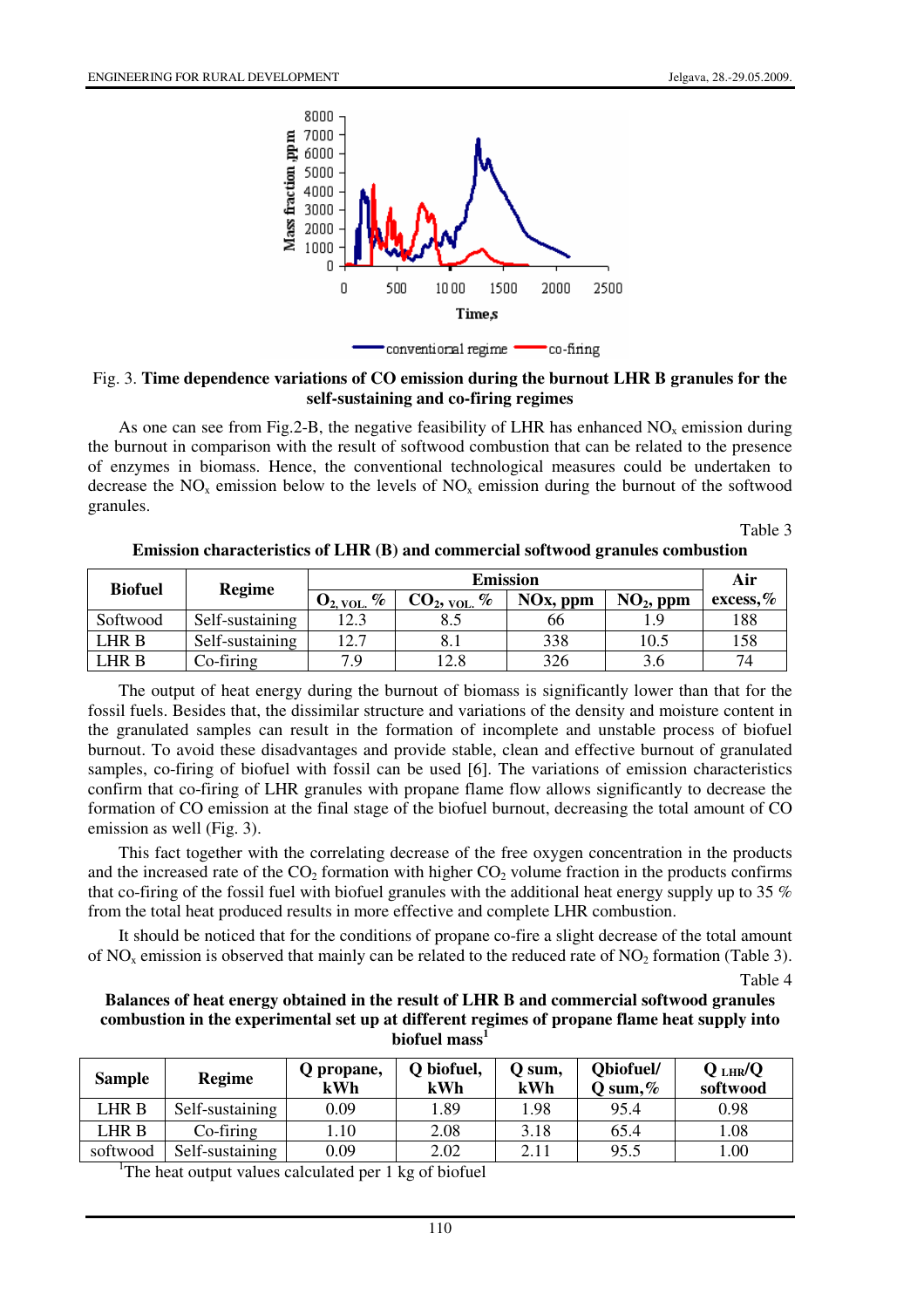Fig. 3. **Time dependence variations of CO emission during the burnout LHR B granules for the self-sustaining and co-firing regimes**

As one can see from Fig.2-B, the negative feasibility of LHR has enhanced $NO_x$ emission during the burnout in comparison with the result of softwood combustion that can be related to the presence of enzymes in biomass. Hence, the conventional technological measures could be undertaken to decrease the $NO_x$ emission below to the levels of $NO_x$ emission during the burnout of the softwood granules.

Table 3

**Emission characteristics of LHR (B) and commercial softwood granules combustion**

| Biofuel | Regime | Emission | | | | Air |
|---|---|---|---|---|---|---|
| | | $O_{2, \text{vol.}}$ % | $CO_{2, \text{vol.}}$ % | NOx, ppm | $NO_2$, ppm | excess,% |
| Softwood | Self-sustaining | 12.3 | 8.5 | 66 | 1.9 | 188 |
| LHR B | Self-sustaining | 12.7 | 8.1 | 338 | 10.5 | 158 |
| LHR B | Co-firing | 7.9 | 12.8 | 326 | 3.6 | 74 |

The output of heat energy during the burnout of biomass is significantly lower than that for the fossil fuels. Besides that, the dissimilar structure and variations of the density and moisture content in the granulated samples can result in the formation of incomplete and unstable process of biofuel burnout. To avoid these disadvantages and provide stable, clean and effective burnout of granulated samples, co-firing of biofuel with fossil can be used [6]. The variations of emission characteristics confirm that co-firing of LHR granules with propane flame flow allows significantly to decrease the formation of CO emission at the final stage of the biofuel burnout, decreasing the total amount of CO emission as well (Fig. 3).

This fact together with the correlating decrease of the free oxygen concentration in the products and the increased rate of the $CO_2$ formation with higher $CO_2$ volume fraction in the products confirms that co-firing of the fossil fuel with biofuel granules with the additional heat energy supply up to 35 % from the total heat produced results in more effective and complete LHR combustion.

It should be noticed that for the conditions of propane co-fire a slight decrease of the total amount of $NO_x$ emission is observed that mainly can be related to the reduced rate of $NO_2$ formation (Table 3).

Table 4

**Balances of heat energy obtained in the result of LHR B and commercial softwood granules combustion in the experimental set up at different regimes of propane flame heat supply into biofuel mass**[1]

| Sample | Regime | Q propane, kWh | Q biofuel, kWh | Q sum, kWh | Qbiofuel/ Q sum,% | $Q_{LHR}$/Q softwood |
|---|---|---|---|---|---|---|
| LHR B | Self-sustaining | 0.09 | 1.89 | 1.98 | 95.4 | 0.98 |
| LHR B | Co-firing | 1.10 | 2.08 | 3.18 | 65.4 | 1.08 |
| softwood | Self-sustaining | 0.09 | 2.02 | 2.11 | 95.5 | 1.00 |

[1]The heat output values calculated per 1 kg of biofuel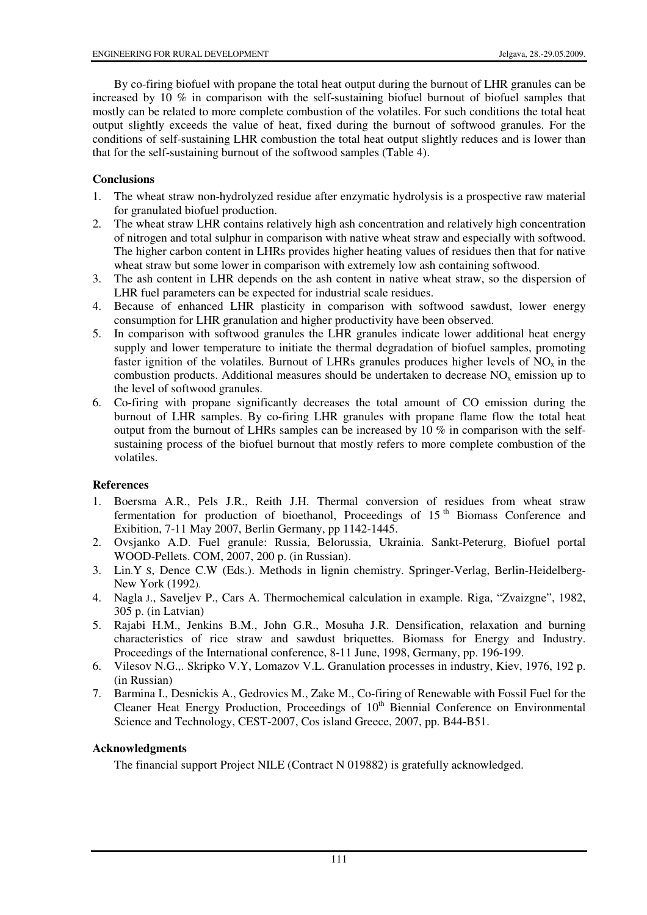By co-firing biofuel with propane the total heat output during the burnout of LHR granules can be increased by 10 % in comparison with the self-sustaining biofuel burnout of biofuel samples that mostly can be related to more complete combustion of the volatiles. For such conditions the total heat output slightly exceeds the value of heat, fixed during the burnout of softwood granules. For the conditions of self-sustaining LHR combustion the total heat output slightly reduces and is lower than that for the self-sustaining burnout of the softwood samples (Table 4).

## Conclusions

1. The wheat straw non-hydrolyzed residue after enzymatic hydrolysis is a prospective raw material for granulated biofuel production.
2. The wheat straw LHR contains relatively high ash concentration and relatively high concentration of nitrogen and total sulphur in comparison with native wheat straw and especially with softwood. The higher carbon content in LHRs provides higher heating values of residues then that for native wheat straw but some lower in comparison with extremely low ash containing softwood.
3. The ash content in LHR depends on the ash content in native wheat straw, so the dispersion of LHR fuel parameters can be expected for industrial scale residues.
4. Because of enhanced LHR plasticity in comparison with softwood sawdust, lower energy consumption for LHR granulation and higher productivity have been observed.
5. In comparison with softwood granules the LHR granules indicate lower additional heat energy supply and lower temperature to initiate the thermal degradation of biofuel samples, promoting faster ignition of the volatiles. Burnout of LHRs granules produces higher levels of $NO_x$ in the combustion products. Additional measures should be undertaken to decrease $NO_x$ emission up to the level of softwood granules.
6. Co-firing with propane significantly decreases the total amount of CO emission during the burnout of LHR samples. By co-firing LHR granules with propane flame flow the total heat output from the burnout of LHRs samples can be increased by 10 % in comparison with the self-sustaining process of the biofuel burnout that mostly refers to more complete combustion of the volatiles.

## References

1. Boersma A.R., Pels J.R., Reith J.H. Thermal conversion of residues from wheat straw fermentation for production of bioethanol, Proceedings of 15 th Biomass Conference and Exibition, 7-11 May 2007, Berlin Germany, pp 1142-1445.
2. Ovsjanko A.D. Fuel granule: Russia, Belorussia, Ukrainia. Sankt-Peterurg, Biofuel portal WOOD-Pellets. COM, 2007, 200 p. (in Russian).
3. Lin.Y S, Dence C.W (Eds.). Methods in lignin chemistry. Springer-Verlag, Berlin-Heidelberg-New York (1992).
4. Nagla J., Saveljev P., Cars A. Thermochemical calculation in example. Riga, "Zvaizgne", 1982, 305 p. (in Latvian)
5. Rajabi H.M., Jenkins B.M., John G.R., Mosuha J.R. Densification, relaxation and burning characteristics of rice straw and sawdust briquettes. Biomass for Energy and Industry. Proceedings of the International conference, 8-11 June, 1998, Germany, pp. 196-199.
6. Vilesov N.G.,. Skripko V.Y, Lomazov V.L. Granulation processes in industry, Kiev, 1976, 192 p. (in Russian)
7. Barmina I., Desnickis A., Gedrovics M., Zake M., Co-firing of Renewable with Fossil Fuel for the Cleaner Heat Energy Production, Proceedings of 10th Biennial Conference on Environmental Science and Technology, CEST-2007, Cos island Greece, 2007, pp. B44-B51.

## Acknowledgments

The financial support Project NILE (Contract N 019882) is gratefully acknowledged.